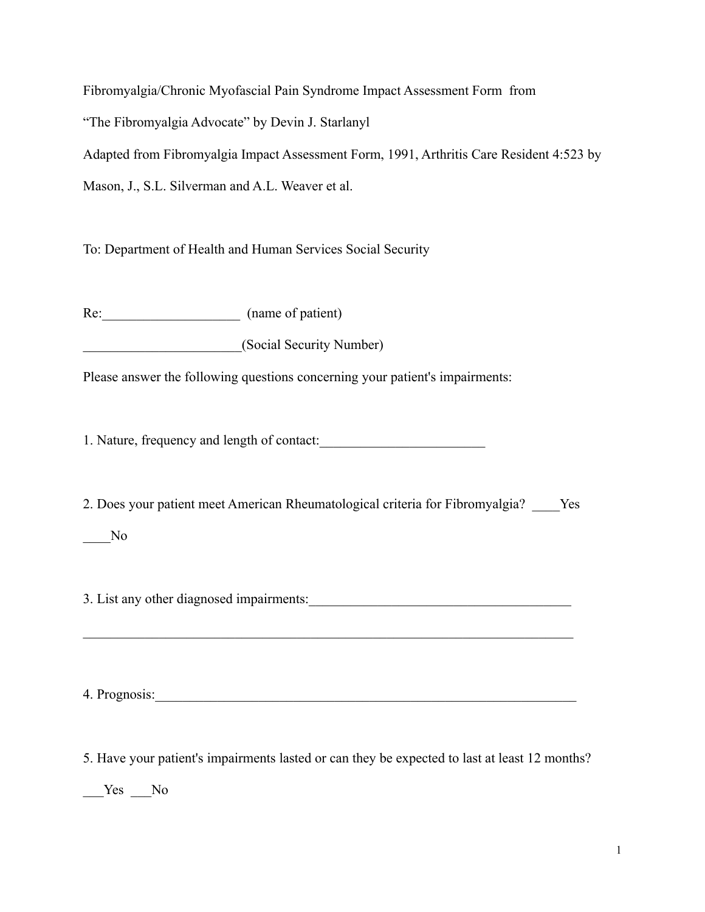Fibromyalgia/Chronic Myofascial Pain Syndrome Impact Assessment Form from

"The Fibromyalgia Advocate" by Devin J. Starlanyl

Adapted from Fibromyalgia Impact Assessment Form, 1991, Arthritis Care Resident 4:523 by Mason, J., S.L. Silverman and A.L. Weaver et al.

To: Department of Health and Human Services Social Security

Re:____________________ (name of patient)

_______________________(Social Security Number)

Please answer the following questions concerning your patient's impairments:

1. Nature, frequency and length of contact:________________________

2. Does your patient meet American Rheumatological criteria for Fibromyalgia? ____Yes ____No

3. List any other diagnosed impairments:_______________________________________

___________________________________________________________________________

4. Prognosis:_______________________________________________________________

5. Have your patient's impairments lasted or can they be expected to last at least 12 months? ___Yes ___No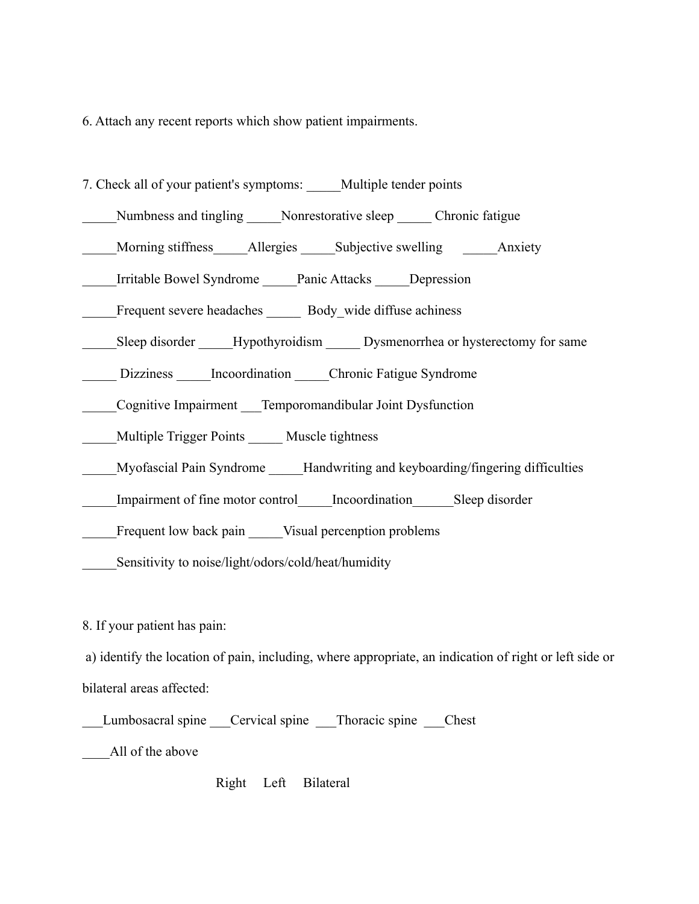6. Attach any recent reports which show patient impairments.

7. Check all of your patient's symptoms: _____Multiple tender points

_____Numbness and tingling _____Nonrestorative sleep _____ Chronic fatigue

_____Morning stiffness_____Allergies _____Subjective swelling _____Anxiety

_____Irritable Bowel Syndrome _____Panic Attacks _____Depression

_____Frequent severe headaches _____ Body_wide diffuse achiness

_____Sleep disorder _____Hypothyroidism _____ Dysmenorrhea or hysterectomy for same

_____ Dizziness _____Incoordination _____Chronic Fatigue Syndrome

_____Cognitive Impairment ___Temporomandibular Joint Dysfunction

_____Multiple Trigger Points _____ Muscle tightness

_____Myofascial Pain Syndrome _____Handwriting and keyboarding/fingering difficulties

_____Impairment of fine motor control_____Incoordination______Sleep disorder

_____Frequent low back pain _____Visual percenption problems

_____Sensitivity to noise/light/odors/cold/heat/humidity

8. If your patient has pain:

a) identify the location of pain, including, where appropriate, an indication of right or left side or bilateral areas affected:

___Lumbosacral spine ___Cervical spine ___Thoracic spine ___Chest

____All of the above

Right Left Bilateral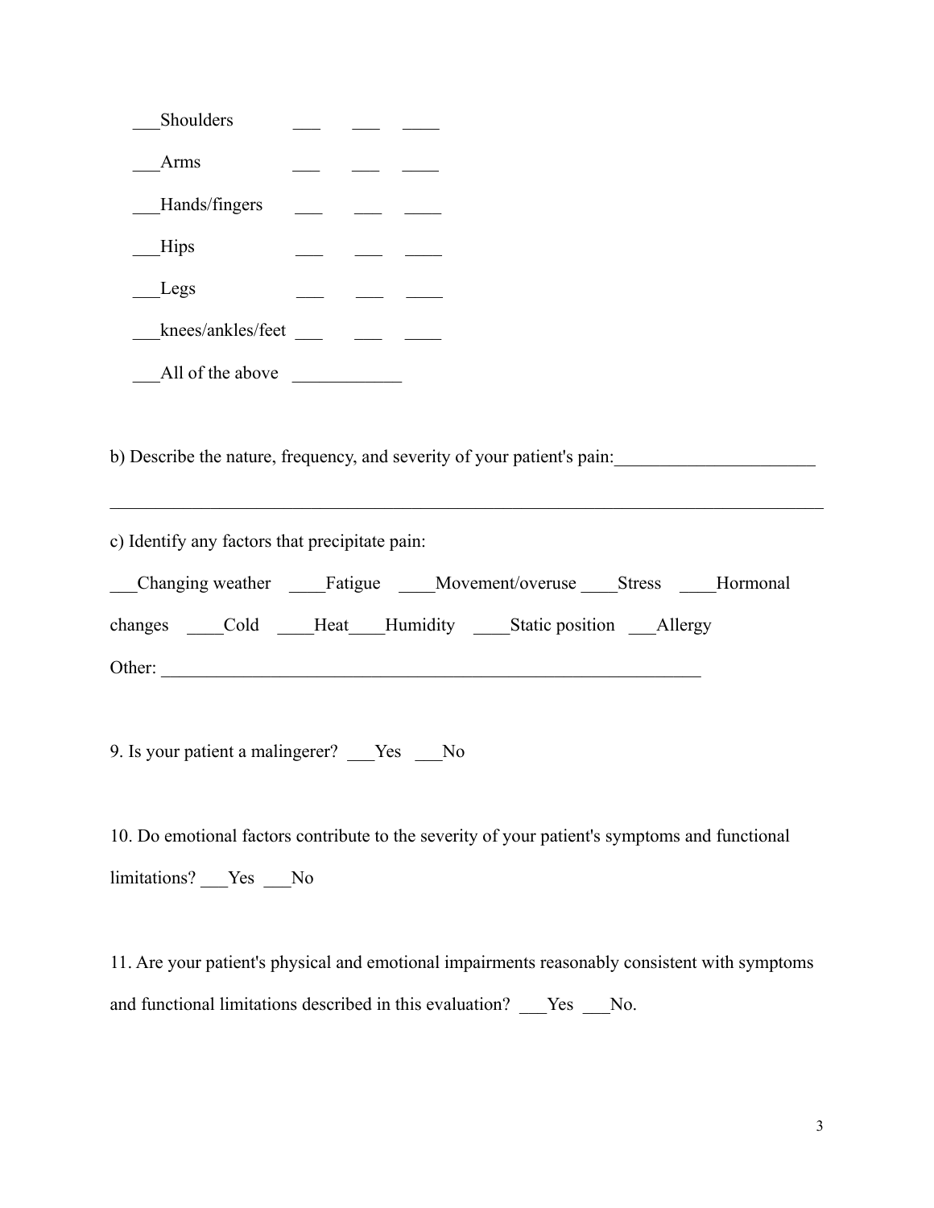___Shoulders ___ ___ ____

___Arms ___ ___ ____

___Hands/fingers ___ ___ ____

___Hips ___ ___ ____

___Legs ___ ___ ____

___knees/ankles/feet ___ ___ ____

___All of the above ____________

b) Describe the nature, frequency, and severity of your patient's pain:______________________

________________________________________________________________________________

c) Identify any factors that precipitate pain:

___Changing weather ____Fatigue ____Movement/overuse ____Stress ____Hormonal changes ____Cold ____Heat____Humidity ____Static position ___Allergy

Other: ____________________________________________________________

9. Is your patient a malingerer? ___Yes ___No

10. Do emotional factors contribute to the severity of your patient's symptoms and functional limitations? ___Yes ___No

11. Are your patient's physical and emotional impairments reasonably consistent with symptoms and functional limitations described in this evaluation? ___Yes ___No.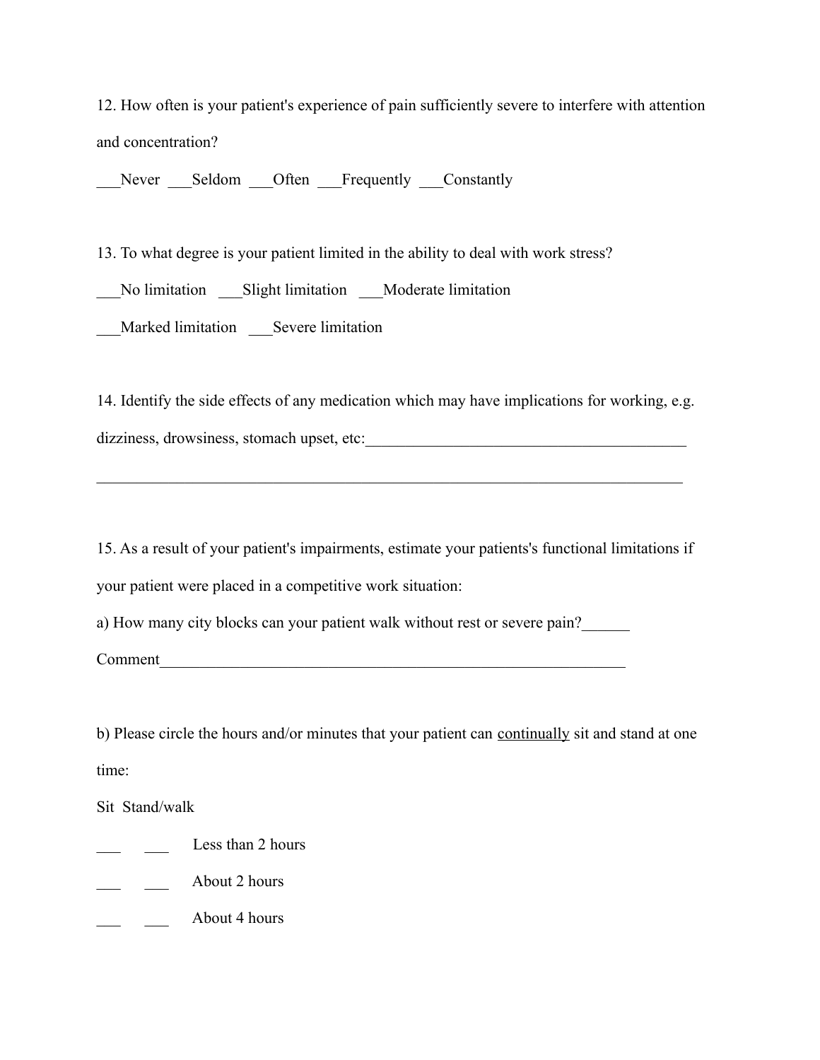12. How often is your patient's experience of pain sufficiently severe to interfere with attention and concentration?

___Never ___Seldom ___Often ___Frequently ___Constantly

13. To what degree is your patient limited in the ability to deal with work stress?

___No limitation ___Slight limitation ___Moderate limitation

___Marked limitation ___Severe limitation

14. Identify the side effects of any medication which may have implications for working, e.g. dizziness, drowsiness, stomach upset, etc:_________________________________________

___________________________________________________________________________

15. As a result of your patient's impairments, estimate your patients's functional limitations if your patient were placed in a competitive work situation:

a) How many city blocks can your patient walk without rest or severe pain?______

Comment_____________________________________________________________

b) Please circle the hours and/or minutes that your patient can <u>continually</u> sit and stand at one time:

| Sit | Stand/walk | |
|---|---|---|
| ___ | ___ | Less than 2 hours |
| ___ | ___ | About 2 hours |
| ___ | ___ | About 4 hours |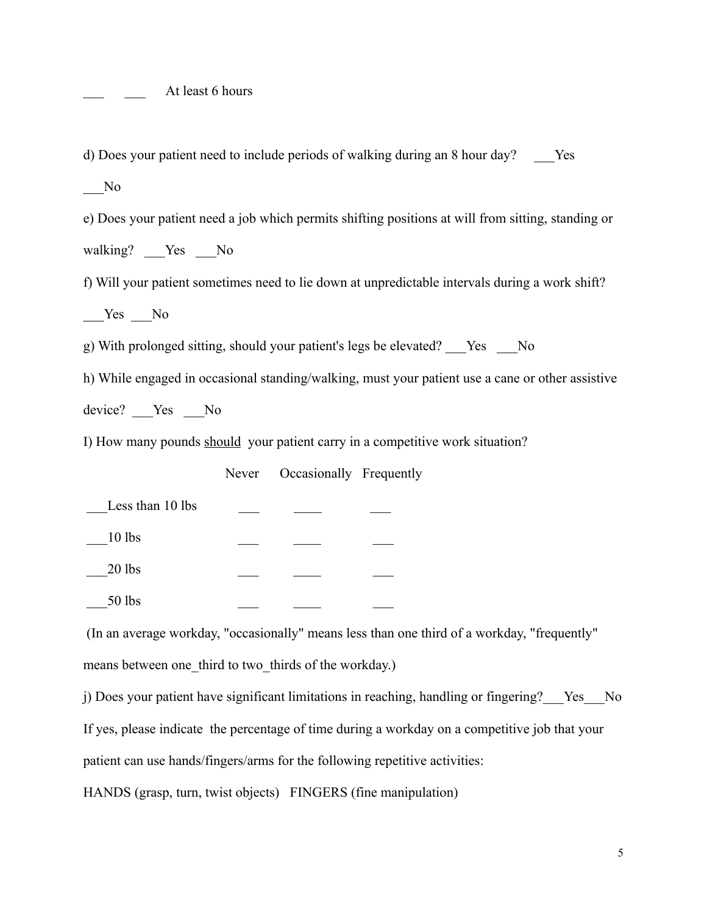___ ___ At least 6 hours

d) Does your patient need to include periods of walking during an 8 hour day? ___Yes ___No

e) Does your patient need a job which permits shifting positions at will from sitting, standing or walking? ___Yes ___No

f) Will your patient sometimes need to lie down at unpredictable intervals during a work shift? ___Yes ___No

g) With prolonged sitting, should your patient's legs be elevated? ___Yes ___No

h) While engaged in occasional standing/walking, must your patient use a cane or other assistive device? ___Yes ___No

I) How many pounds <u>should</u> your patient carry in a competitive work situation?

| | Never | Occasionally | Frequently |
|---|---|---|---|
| ___Less than 10 lbs | ___ | ____ | ___ |
| ___10 lbs | ___ | ____ | ___ |
| ___20 lbs | ___ | ____ | ___ |
| ___50 lbs | ___ | ____ | ___ |

(In an average workday, "occasionally" means less than one third of a workday, "frequently" means between one_third to two_thirds of the workday.)

j) Does your patient have significant limitations in reaching, handling or fingering?___Yes___No If yes, please indicate the percentage of time during a workday on a competitive job that your patient can use hands/fingers/arms for the following repetitive activities:

HANDS (grasp, turn, twist objects) FINGERS (fine manipulation)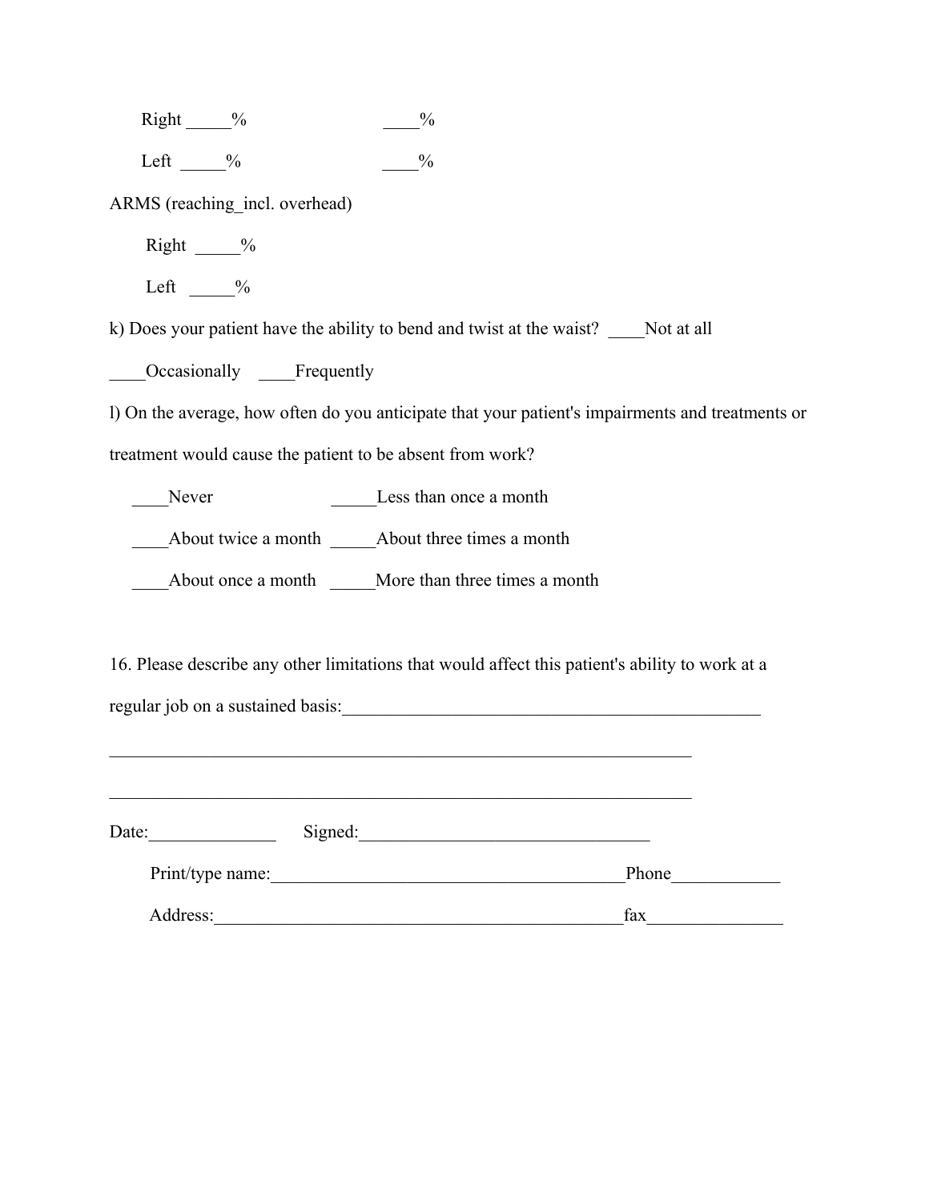Right _____%                    ____%

Left _____%                    ____%

ARMS (reaching_incl. overhead)

Right _____%

Left _____%

k) Does your patient have the ability to bend and twist at the waist? ____Not at all

____Occasionally ____Frequently

l) On the average, how often do you anticipate that your patient's impairments and treatments or treatment would cause the patient to be absent from work?

____Never                    _____Less than once a month

____About twice a month _____About three times a month

____About once a month _____More than three times a month

16. Please describe any other limitations that would affect this patient's ability to work at a regular job on a sustained basis:_______________________________________________

_________________________________________________________________

_________________________________________________________________

Date:______________ Signed:________________________________

Print/type name:________________________________________Phone____________

Address:______________________________________________fax_______________